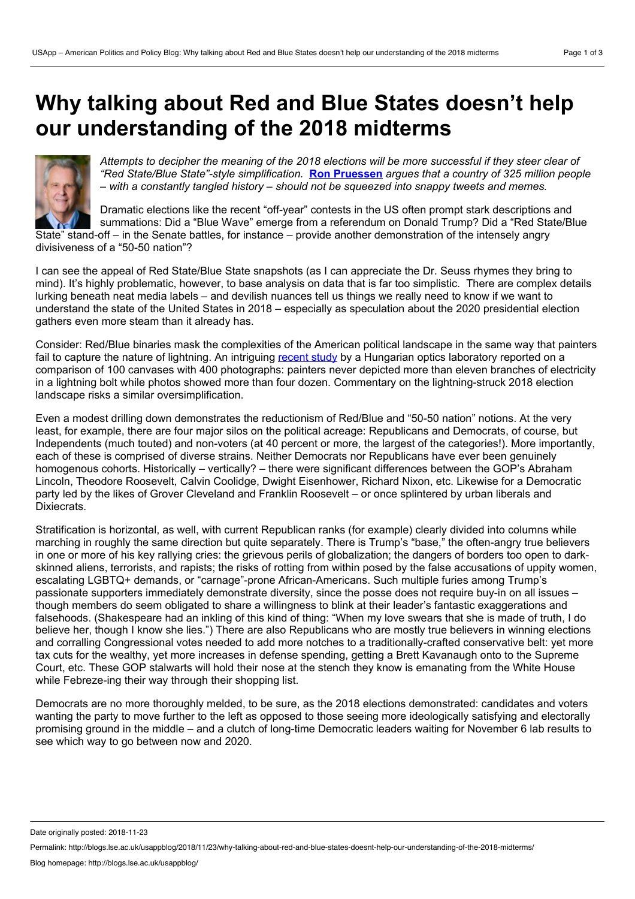# Why talking about Red and Blue States doesn't help our understanding of the 2018 midterms

*Attempts to decipher the meaning of the 2018 elections will be more successful if they steer clear of "Red State/Blue State"-style simplification.* **Ron Pruessen** *argues that a country of 325 million people – with a constantly tangled history – should not be squeezed into snappy tweets and memes.*

Dramatic elections like the recent "off-year" contests in the US often prompt stark descriptions and summations: Did a "Blue Wave" emerge from a referendum on Donald Trump? Did a "Red State/Blue State" stand-off – in the Senate battles, for instance – provide another demonstration of the intensely angry divisiveness of a "50-50 nation"?

I can see the appeal of Red State/Blue State snapshots (as I can appreciate the Dr. Seuss rhymes they bring to mind). It's highly problematic, however, to base analysis on data that is far too simplistic. There are complex details lurking beneath neat media labels – and devilish nuances tell us things we really need to know if we want to understand the state of the United States in 2018 – especially as speculation about the 2020 presidential election gathers even more steam than it already has.

Consider: Red/Blue binaries mask the complexities of the American political landscape in the same way that painters fail to capture the nature of lightning. An intriguing recent study by a Hungarian optics laboratory reported on a comparison of 100 canvases with 400 photographs: painters never depicted more than eleven branches of electricity in a lightning bolt while photos showed more than four dozen. Commentary on the lightning-struck 2018 election landscape risks a similar oversimplification.

Even a modest drilling down demonstrates the reductionism of Red/Blue and "50-50 nation" notions. At the very least, for example, there are four major silos on the political acreage: Republicans and Democrats, of course, but Independents (much touted) and non-voters (at 40 percent or more, the largest of the categories!). More importantly, each of these is comprised of diverse strains. Neither Democrats nor Republicans have ever been genuinely homogenous cohorts. Historically – vertically? – there were significant differences between the GOP's Abraham Lincoln, Theodore Roosevelt, Calvin Coolidge, Dwight Eisenhower, Richard Nixon, etc. Likewise for a Democratic party led by the likes of Grover Cleveland and Franklin Roosevelt – or once splintered by urban liberals and Dixiecrats.

Stratification is horizontal, as well, with current Republican ranks (for example) clearly divided into columns while marching in roughly the same direction but quite separately. There is Trump's "base," the often-angry true believers in one or more of his key rallying cries: the grievous perils of globalization; the dangers of borders too open to dark-skinned aliens, terrorists, and rapists; the risks of rotting from within posed by the false accusations of uppity women, escalating LGBTQ+ demands, or "carnage"-prone African-Americans. Such multiple furies among Trump's passionate supporters immediately demonstrate diversity, since the posse does not require buy-in on all issues – though members do seem obligated to share a willingness to blink at their leader's fantastic exaggerations and falsehoods. (Shakespeare had an inkling of this kind of thing: "When my love swears that she is made of truth, I do believe her, though I know she lies.") There are also Republicans who are mostly true believers in winning elections and corralling Congressional votes needed to add more notches to a traditionally-crafted conservative belt: yet more tax cuts for the wealthy, yet more increases in defense spending, getting a Brett Kavanaugh onto to the Supreme Court, etc. These GOP stalwarts will hold their nose at the stench they know is emanating from the White House while Febreze-ing their way through their shopping list.

Democrats are no more thoroughly melded, to be sure, as the 2018 elections demonstrated: candidates and voters wanting the party to move further to the left as opposed to those seeing more ideologically satisfying and electorally promising ground in the middle – and a clutch of long-time Democratic leaders waiting for November 6 lab results to see which way to go between now and 2020.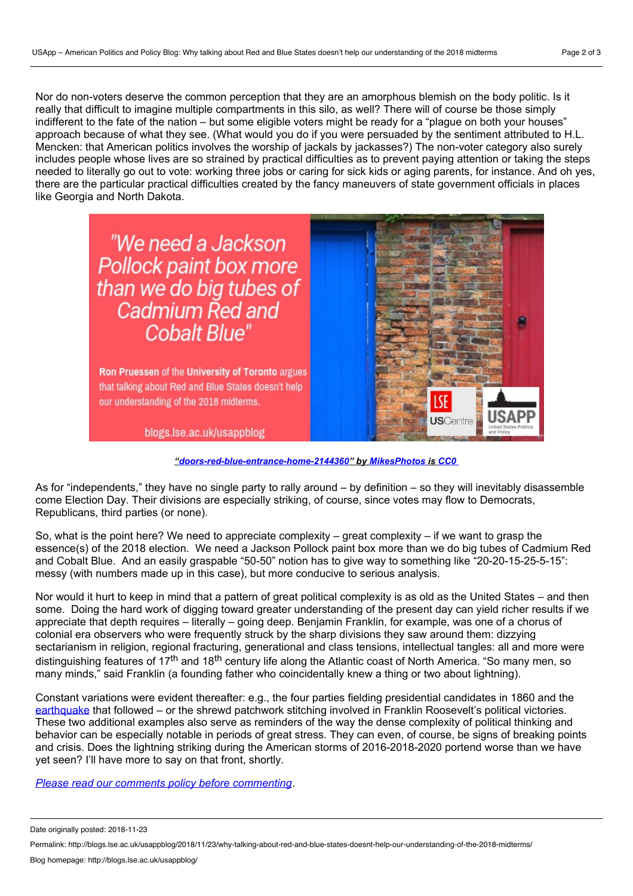Nor do non-voters deserve the common perception that they are an amorphous blemish on the body politic. Is it really that difficult to imagine multiple compartments in this silo, as well? There will of course be those simply indifferent to the fate of the nation – but some eligible voters might be ready for a "plague on both your houses" approach because of what they see. (What would you do if you were persuaded by the sentiment attributed to H.L. Mencken: that American politics involves the worship of jackals by jackasses?) The non-voter category also surely includes people whose lives are so strained by practical difficulties as to prevent paying attention or taking the steps needed to literally go out to vote: working three jobs or caring for sick kids or aging parents, for instance. And oh yes, there are the particular practical difficulties created by the fancy maneuvers of state government officials in places like Georgia and North Dakota.

*"doors-red-blue-entrance-home-2144360" by MikesPhotos is CC0*

As for "independents," they have no single party to rally around – by definition – so they will inevitably disassemble come Election Day. Their divisions are especially striking, of course, since votes may flow to Democrats, Republicans, third parties (or none).

So, what is the point here? We need to appreciate complexity – great complexity – if we want to grasp the essence(s) of the 2018 election. We need a Jackson Pollock paint box more than we do big tubes of Cadmium Red and Cobalt Blue. And an easily graspable "50-50" notion has to give way to something like "20-20-15-25-5-15": messy (with numbers made up in this case), but more conducive to serious analysis.

Nor would it hurt to keep in mind that a pattern of great political complexity is as old as the United States – and then some. Doing the hard work of digging toward greater understanding of the present day can yield richer results if we appreciate that depth requires – literally – going deep. Benjamin Franklin, for example, was one of a chorus of colonial era observers who were frequently struck by the sharp divisions they saw around them: dizzying sectarianism in religion, regional fracturing, generational and class tensions, intellectual tangles: all and more were distinguishing features of 17th and 18th century life along the Atlantic coast of North America. "So many men, so many minds," said Franklin (a founding father who coincidentally knew a thing or two about lightning).

Constant variations were evident thereafter: e.g., the four parties fielding presidential candidates in 1860 and the earthquake that followed – or the shrewd patchwork stitching involved in Franklin Roosevelt's political victories. These two additional examples also serve as reminders of the way the dense complexity of political thinking and behavior can be especially notable in periods of great stress. They can even, of course, be signs of breaking points and crisis. Does the lightning striking during the American storms of 2016-2018-2020 portend worse than we have yet seen? I'll have more to say on that front, shortly.

*Please read our comments policy before commenting.*

Date originally posted: 2018-11-23

Permalink: http://blogs.lse.ac.uk/usappblog/2018/11/23/why-talking-about-red-and-blue-states-doesnt-help-our-understanding-of-the-2018-midterms/

Blog homepage: http://blogs.lse.ac.uk/usappblog/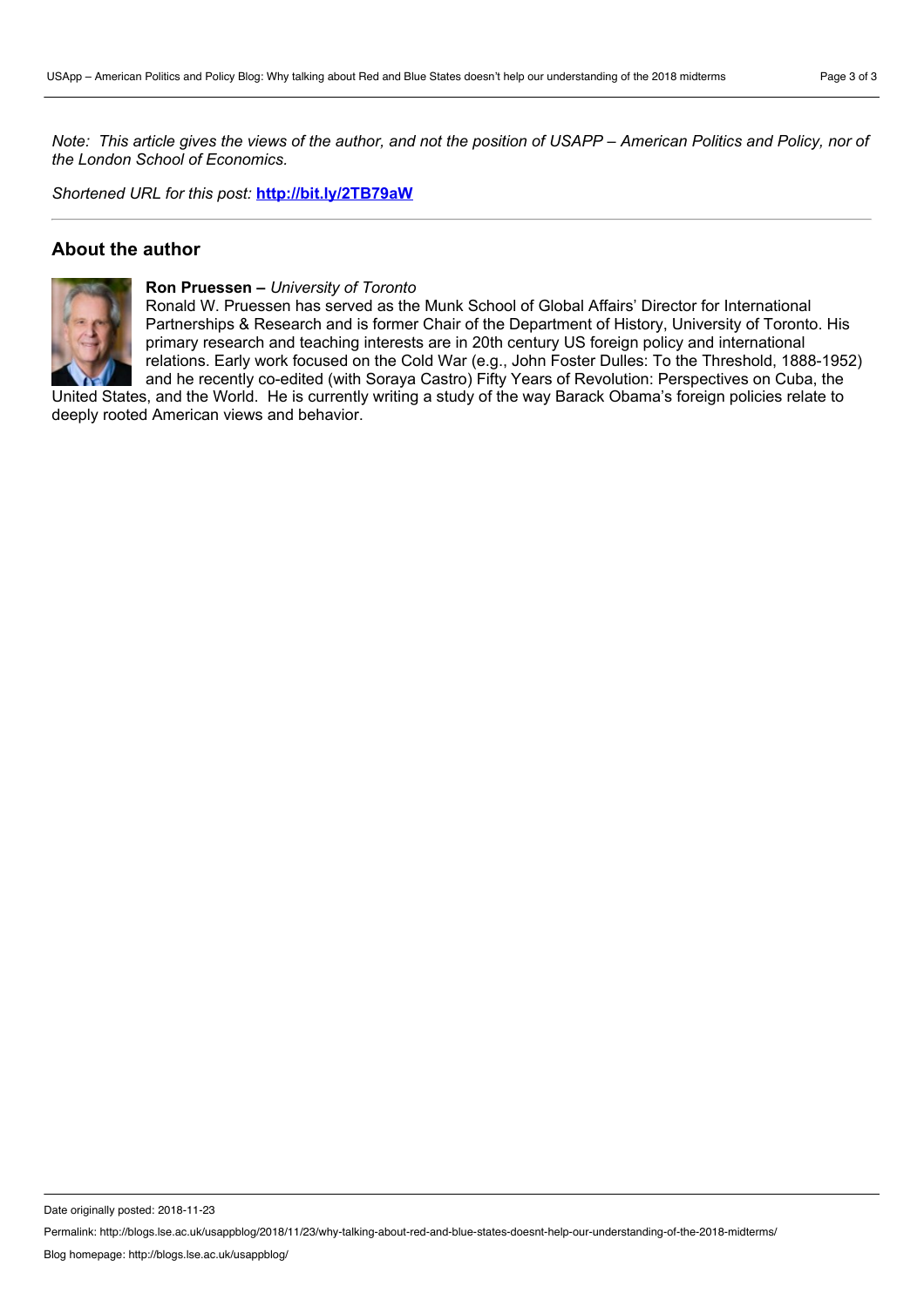*Note: This article gives the views of the author, and not the position of USAPP – American Politics and Policy, nor of the London School of Economics.*

*Shortened URL for this post:* **http://bit.ly/2TB79aW**

## About the author

**Ron Pruessen –** *University of Toronto*
Ronald W. Pruessen has served as the Munk School of Global Affairs' Director for International Partnerships & Research and is former Chair of the Department of History, University of Toronto. His primary research and teaching interests are in 20th century US foreign policy and international relations. Early work focused on the Cold War (e.g., John Foster Dulles: To the Threshold, 1888-1952) and he recently co-edited (with Soraya Castro) Fifty Years of Revolution: Perspectives on Cuba, the United States, and the World. He is currently writing a study of the way Barack Obama's foreign policies relate to deeply rooted American views and behavior.

Date originally posted: 2018-11-23

Permalink: http://blogs.lse.ac.uk/usappblog/2018/11/23/why-talking-about-red-and-blue-states-doesnt-help-our-understanding-of-the-2018-midterms/

Blog homepage: http://blogs.lse.ac.uk/usappblog/